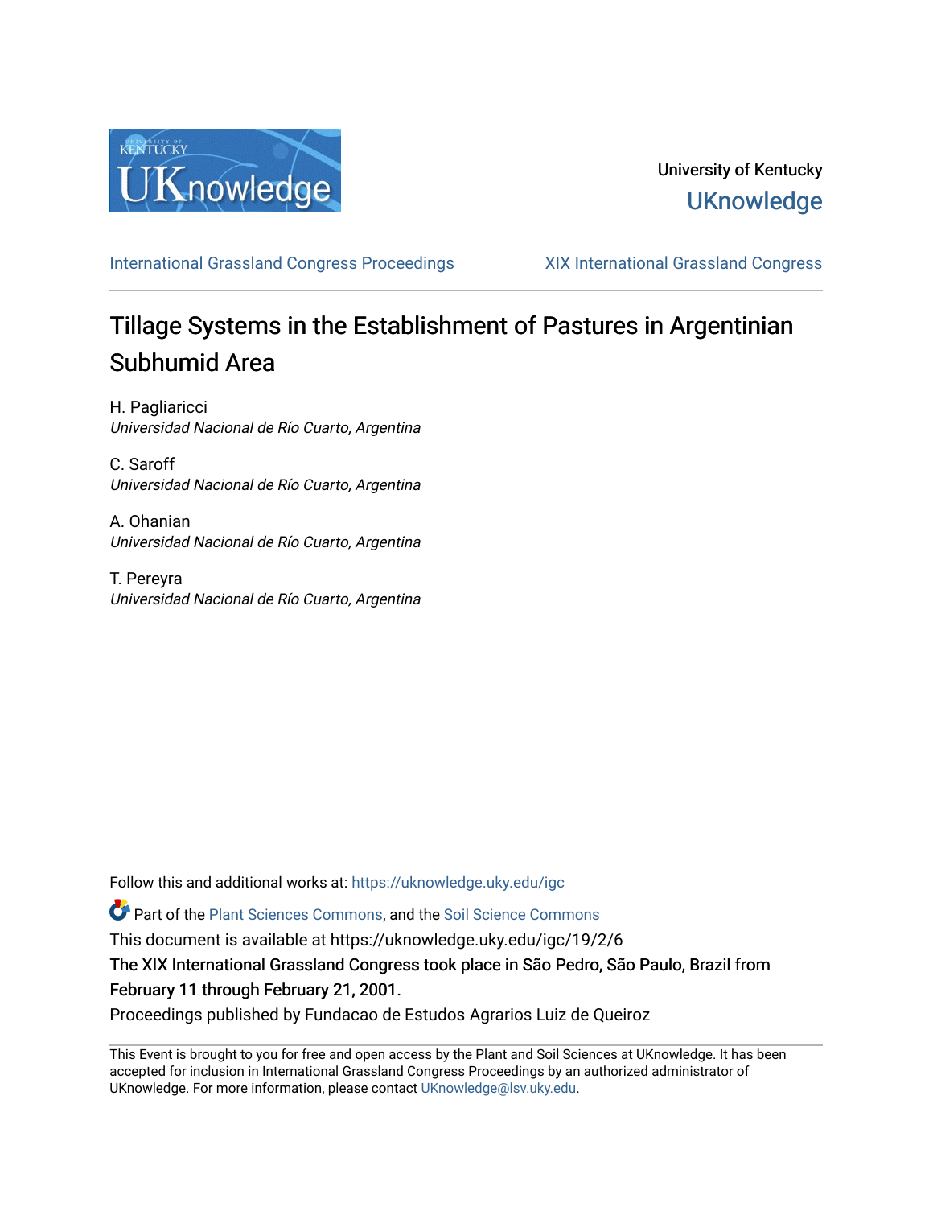University of Kentucky
UKnowledge

International Grassland Congress Proceedings | XIX International Grassland Congress

# Tillage Systems in the Establishment of Pastures in Argentinian Subhumid Area

H. Pagliaricci
*Universidad Nacional de Río Cuarto, Argentina*

C. Saroff
*Universidad Nacional de Río Cuarto, Argentina*

A. Ohanian
*Universidad Nacional de Río Cuarto, Argentina*

T. Pereyra
*Universidad Nacional de Río Cuarto, Argentina*

Follow this and additional works at: https://uknowledge.uky.edu/igc

Part of the Plant Sciences Commons, and the Soil Science Commons

This document is available at https://uknowledge.uky.edu/igc/19/2/6

The XIX International Grassland Congress took place in São Pedro, São Paulo, Brazil from February 11 through February 21, 2001.

Proceedings published by Fundacao de Estudos Agrarios Luiz de Queiroz

This Event is brought to you for free and open access by the Plant and Soil Sciences at UKnowledge. It has been accepted for inclusion in International Grassland Congress Proceedings by an authorized administrator of UKnowledge. For more information, please contact UKnowledge@lsv.uky.edu.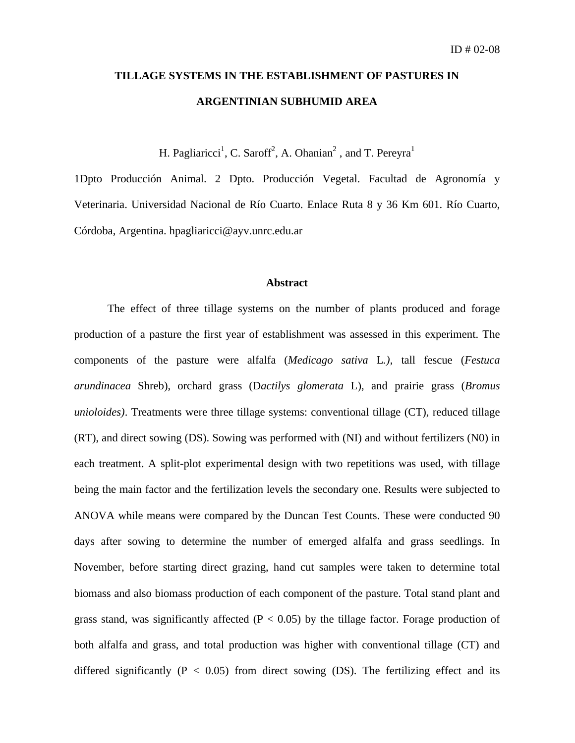ID # 02-08

# TILLAGE SYSTEMS IN THE ESTABLISHMENT OF PASTURES IN ARGENTINIAN SUBHUMID AREA

H. Pagliaricci[1], C. Saroff[2], A. Ohanian[2] , and T. Pereyra[1]

1Dpto Producción Animal. 2 Dpto. Producción Vegetal. Facultad de Agronomía y Veterinaria. Universidad Nacional de Río Cuarto. Enlace Ruta 8 y 36 Km 601. Río Cuarto, Córdoba, Argentina. hpagliaricci@ayv.unrc.edu.ar

## Abstract

The effect of three tillage systems on the number of plants produced and forage production of a pasture the first year of establishment was assessed in this experiment. The components of the pasture were alfalfa (*Medicago sativa* L.*)*, tall fescue (*Festuca arundinacea* Shreb), orchard grass (D*actilys glomerata* L), and prairie grass (*Bromus unioloides)*. Treatments were three tillage systems: conventional tillage (CT), reduced tillage (RT), and direct sowing (DS). Sowing was performed with (NI) and without fertilizers (N0) in each treatment. A split-plot experimental design with two repetitions was used, with tillage being the main factor and the fertilization levels the secondary one. Results were subjected to ANOVA while means were compared by the Duncan Test Counts. These were conducted 90 days after sowing to determine the number of emerged alfalfa and grass seedlings. In November, before starting direct grazing, hand cut samples were taken to determine total biomass and also biomass production of each component of the pasture. Total stand plant and grass stand, was significantly affected ($P < 0.05$) by the tillage factor. Forage production of both alfalfa and grass, and total production was higher with conventional tillage (CT) and differed significantly ($P < 0.05$) from direct sowing (DS). The fertilizing effect and its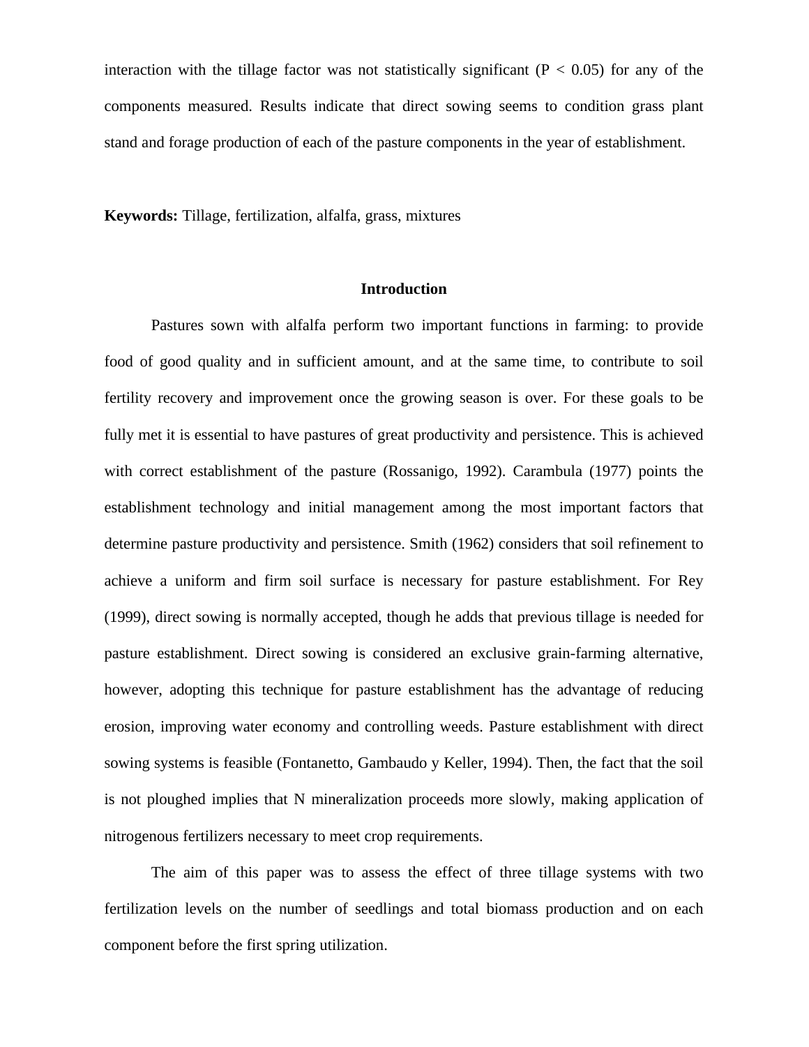interaction with the tillage factor was not statistically significant ($P < 0.05$) for any of the components measured. Results indicate that direct sowing seems to condition grass plant stand and forage production of each of the pasture components in the year of establishment.

**Keywords:** Tillage, fertilization, alfalfa, grass, mixtures

## Introduction

Pastures sown with alfalfa perform two important functions in farming: to provide food of good quality and in sufficient amount, and at the same time, to contribute to soil fertility recovery and improvement once the growing season is over. For these goals to be fully met it is essential to have pastures of great productivity and persistence. This is achieved with correct establishment of the pasture (Rossanigo, 1992). Carambula (1977) points the establishment technology and initial management among the most important factors that determine pasture productivity and persistence. Smith (1962) considers that soil refinement to achieve a uniform and firm soil surface is necessary for pasture establishment. For Rey (1999), direct sowing is normally accepted, though he adds that previous tillage is needed for pasture establishment. Direct sowing is considered an exclusive grain-farming alternative, however, adopting this technique for pasture establishment has the advantage of reducing erosion, improving water economy and controlling weeds. Pasture establishment with direct sowing systems is feasible (Fontanetto, Gambaudo y Keller, 1994). Then, the fact that the soil is not ploughed implies that N mineralization proceeds more slowly, making application of nitrogenous fertilizers necessary to meet crop requirements.

The aim of this paper was to assess the effect of three tillage systems with two fertilization levels on the number of seedlings and total biomass production and on each component before the first spring utilization.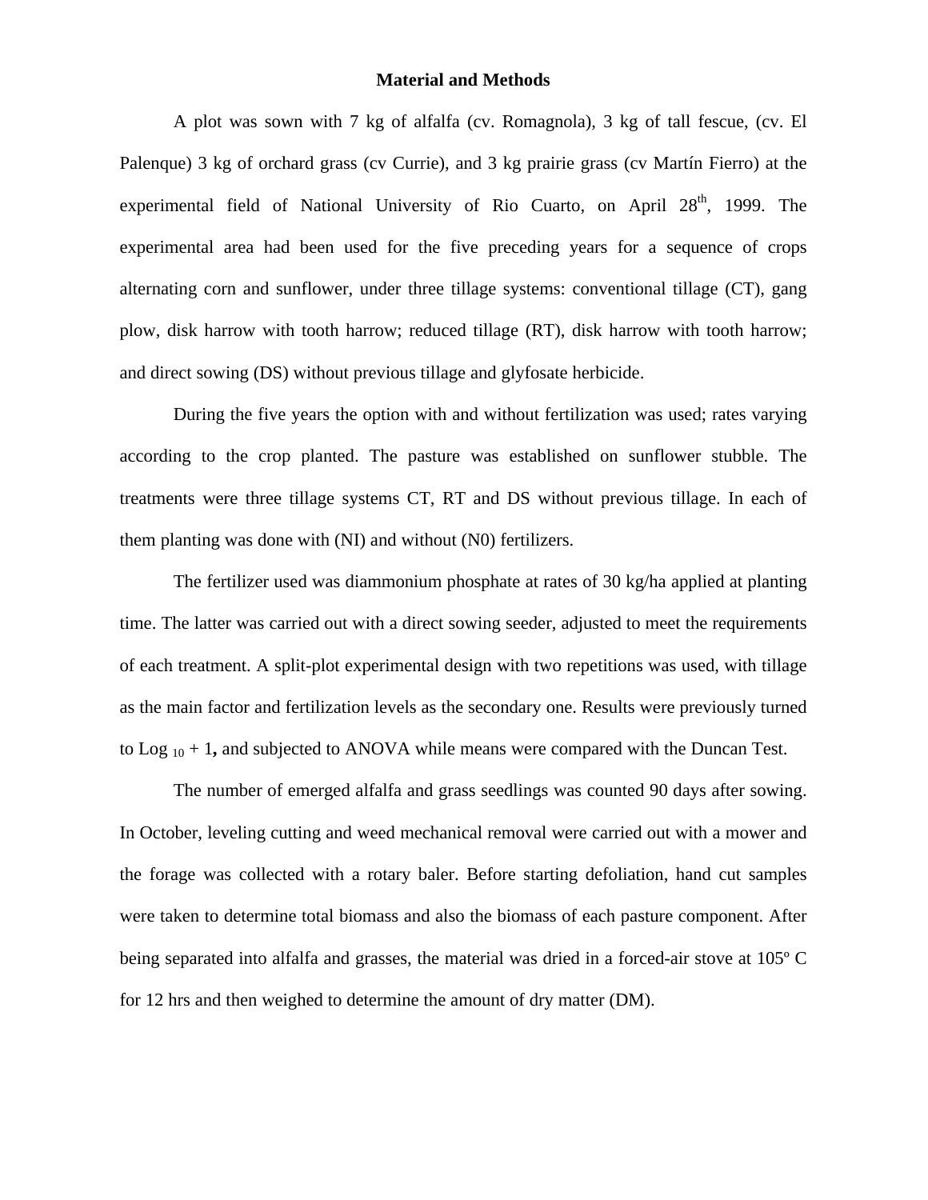## Material and Methods

A plot was sown with 7 kg of alfalfa (cv. Romagnola), 3 kg of tall fescue, (cv. El Palenque) 3 kg of orchard grass (cv Currie), and 3 kg prairie grass (cv Martín Fierro) at the experimental field of National University of Rio Cuarto, on April 28th, 1999. The experimental area had been used for the five preceding years for a sequence of crops alternating corn and sunflower, under three tillage systems: conventional tillage (CT), gang plow, disk harrow with tooth harrow; reduced tillage (RT), disk harrow with tooth harrow; and direct sowing (DS) without previous tillage and glyfosate herbicide.

During the five years the option with and without fertilization was used; rates varying according to the crop planted. The pasture was established on sunflower stubble. The treatments were three tillage systems CT, RT and DS without previous tillage. In each of them planting was done with (NI) and without (N0) fertilizers.

The fertilizer used was diammonium phosphate at rates of 30 kg/ha applied at planting time. The latter was carried out with a direct sowing seeder, adjusted to meet the requirements of each treatment. A split-plot experimental design with two repetitions was used, with tillage as the main factor and fertilization levels as the secondary one. Results were previously turned to $\text{Log}_{10} + 1$**,** and subjected to ANOVA while means were compared with the Duncan Test.

The number of emerged alfalfa and grass seedlings was counted 90 days after sowing. In October, leveling cutting and weed mechanical removal were carried out with a mower and the forage was collected with a rotary baler. Before starting defoliation, hand cut samples were taken to determine total biomass and also the biomass of each pasture component. After being separated into alfalfa and grasses, the material was dried in a forced-air stove at 105º C for 12 hrs and then weighed to determine the amount of dry matter (DM).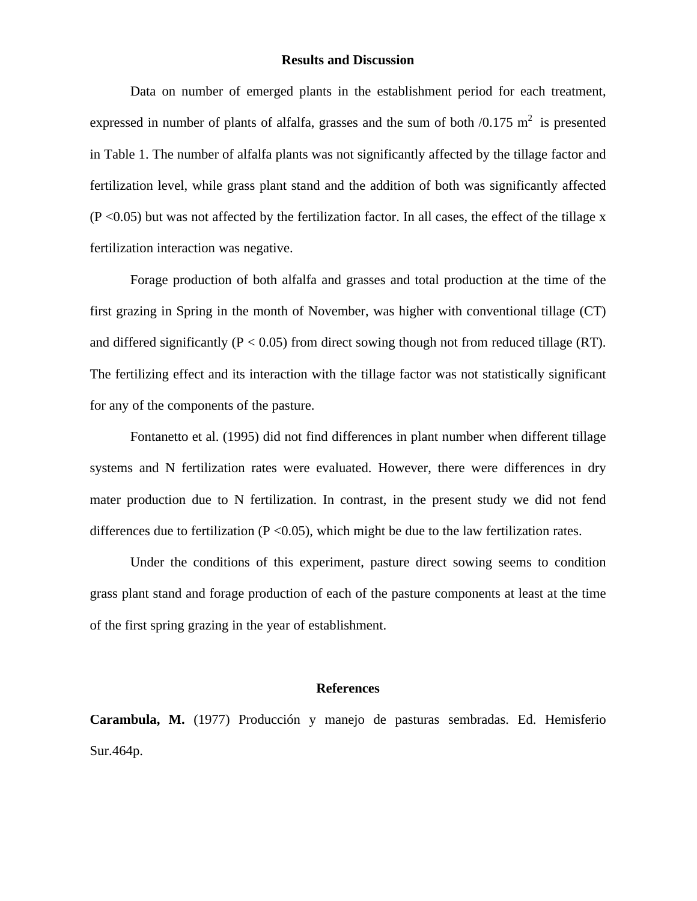## Results and Discussion

Data on number of emerged plants in the establishment period for each treatment, expressed in number of plants of alfalfa, grasses and the sum of both /0.175 $m^2$ is presented in Table 1. The number of alfalfa plants was not significantly affected by the tillage factor and fertilization level, while grass plant stand and the addition of both was significantly affected ($P < 0.05$) but was not affected by the fertilization factor. In all cases, the effect of the tillage x fertilization interaction was negative.

Forage production of both alfalfa and grasses and total production at the time of the first grazing in Spring in the month of November, was higher with conventional tillage (CT) and differed significantly ($P < 0.05$) from direct sowing though not from reduced tillage (RT). The fertilizing effect and its interaction with the tillage factor was not statistically significant for any of the components of the pasture.

Fontanetto et al. (1995) did not find differences in plant number when different tillage systems and N fertilization rates were evaluated. However, there were differences in dry mater production due to N fertilization. In contrast, in the present study we did not fend differences due to fertilization ($P < 0.05$), which might be due to the law fertilization rates.

Under the conditions of this experiment, pasture direct sowing seems to condition grass plant stand and forage production of each of the pasture components at least at the time of the first spring grazing in the year of establishment.

## References

**Carambula, M.** (1977) Producción y manejo de pasturas sembradas. Ed. Hemisferio Sur.464p.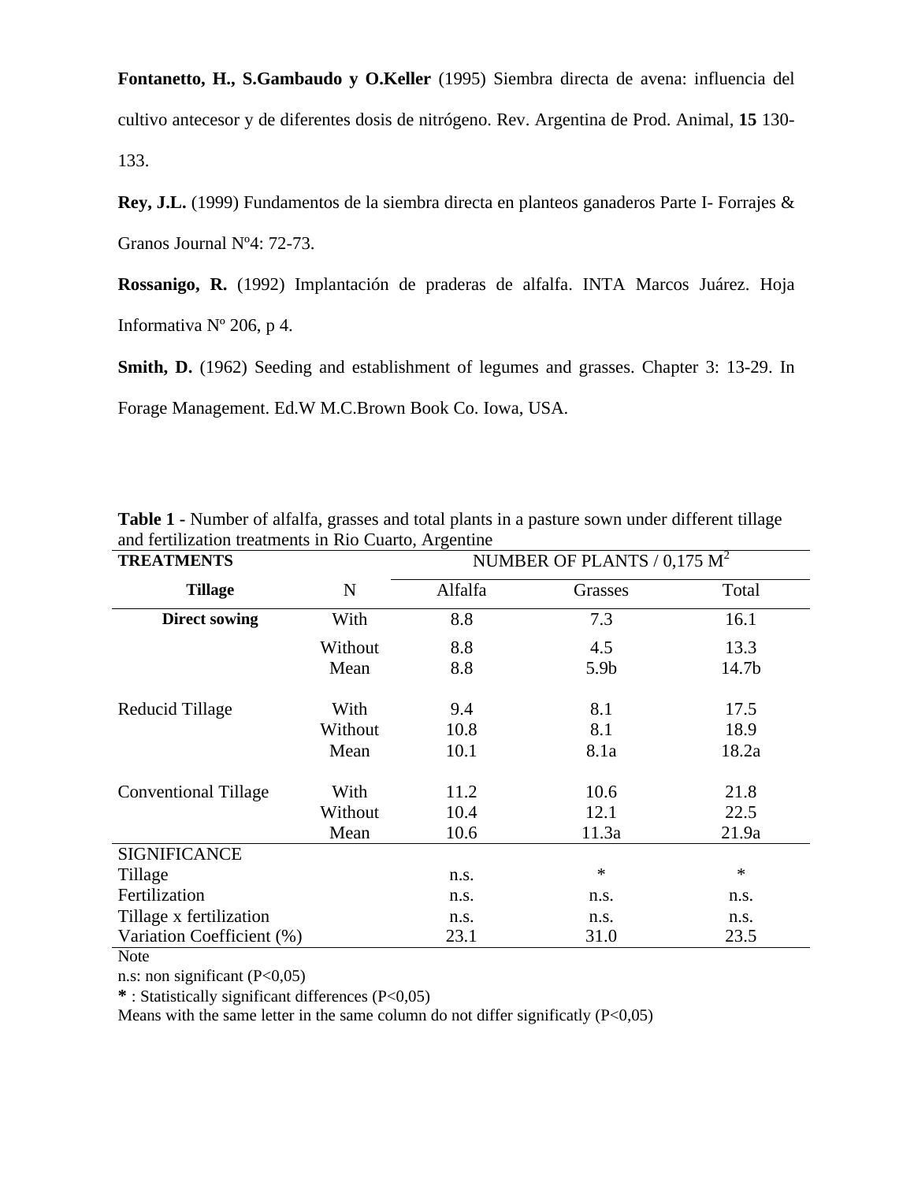**Fontanetto, H., S.Gambaudo y O.Keller** (1995) Siembra directa de avena: influencia del cultivo antecesor y de diferentes dosis de nitrógeno. Rev. Argentina de Prod. Animal, **15** 130-133.

**Rey, J.L.** (1999) Fundamentos de la siembra directa en planteos ganaderos Parte I- Forrajes & Granos Journal Nº4: 72-73.

**Rossanigo, R.** (1992) Implantación de praderas de alfalfa. INTA Marcos Juárez. Hoja Informativa Nº 206, p 4.

**Smith, D.** (1962) Seeding and establishment of legumes and grasses. Chapter 3: 13-29. In Forage Management. Ed.W M.C.Brown Book Co. Iowa, USA.

**Table 1 -** Number of alfalfa, grasses and total plants in a pasture sown under different tillage and fertilization treatments in Rio Cuarto, Argentine

| **TREATMENTS** | | NUMBER OF PLANTS / 0,175 $M^2$ | | |
|---|---|---|---|---|
| **Tillage** | N | Alfalfa | Grasses | Total |
| **Direct sowing** | With | 8.8 | 7.3 | 16.1 |
| | Without | 8.8 | 4.5 | 13.3 |
| | Mean | 8.8 | 5.9b | 14.7b |
| Reducid Tillage | With | 9.4 | 8.1 | 17.5 |
| | Without | 10.8 | 8.1 | 18.9 |
| | Mean | 10.1 | 8.1a | 18.2a |
| Conventional Tillage | With | 11.2 | 10.6 | 21.8 |
| | Without | 10.4 | 12.1 | 22.5 |
| | Mean | 10.6 | 11.3a | 21.9a |
| SIGNIFICANCE | | | | |
| Tillage | | n.s. | * | * |
| Fertilization | | n.s. | n.s. | n.s. |
| Tillage x fertilization | | n.s. | n.s. | n.s. |
| Variation Coefficient (%) | | 23.1 | 31.0 | 23.5 |

Note

n.s: non significant (P<0,05)

**\*** : Statistically significant differences (P<0,05)

Means with the same letter in the same column do not differ significatly (P<0,05)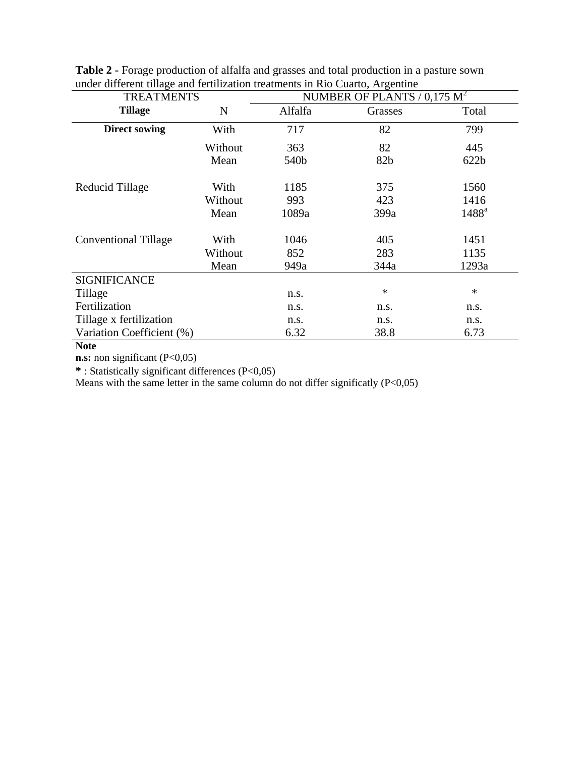**Table 2 -** Forage production of alfalfa and grasses and total production in a pasture sown under different tillage and fertilization treatments in Rio Cuarto, Argentine

| TREATMENTS | | NUMBER OF PLANTS / 0,175 $M^2$ | | |
|---|---|---|---|---|
| **Tillage** | N | Alfalfa | Grasses | Total |
| **Direct sowing** | With | 717 | 82 | 799 |
| | Without | 363 | 82 | 445 |
| | Mean | 540b | 82b | 622b |
| Reducid Tillage | With | 1185 | 375 | 1560 |
| | Without | 993 | 423 | 1416 |
| | Mean | 1089a | 399a | 1488[a] |
| Conventional Tillage | With | 1046 | 405 | 1451 |
| | Without | 852 | 283 | 1135 |
| | Mean | 949a | 344a | 1293a |
| SIGNIFICANCE | | | | |
| Tillage | | n.s. | * | * |
| Fertilization | | n.s. | n.s. | n.s. |
| Tillage x fertilization | | n.s. | n.s. | n.s. |
| Variation Coefficient (%) | | 6.32 | 38.8 | 6.73 |

**Note**

**n.s:** non significant ($P<0,05$)

**\*** : Statistically significant differences ($P<0,05$)

Means with the same letter in the same column do not differ significatly ($P<0,05$)